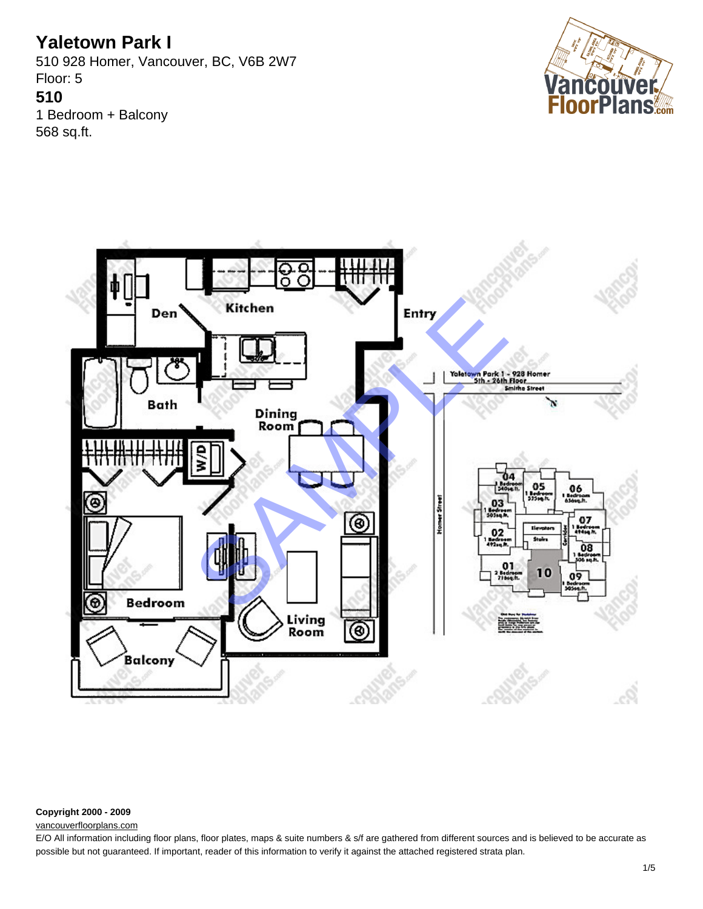# Yaletown Park I

510 928 Homer, Vancouver, BC, V6B 2W7

Floor: 5

**510**

1 Bedroom + Balcony

568 sq.ft.

**Copyright 2000 - 2009**

vancouverfloorplans.com

E/O All information including floor plans, floor plates, maps & suite numbers & s/f are gathered from different sources and is believed to be accurate as possible but not guaranteed. If important, reader of this information to verify it against the attached registered strata plan.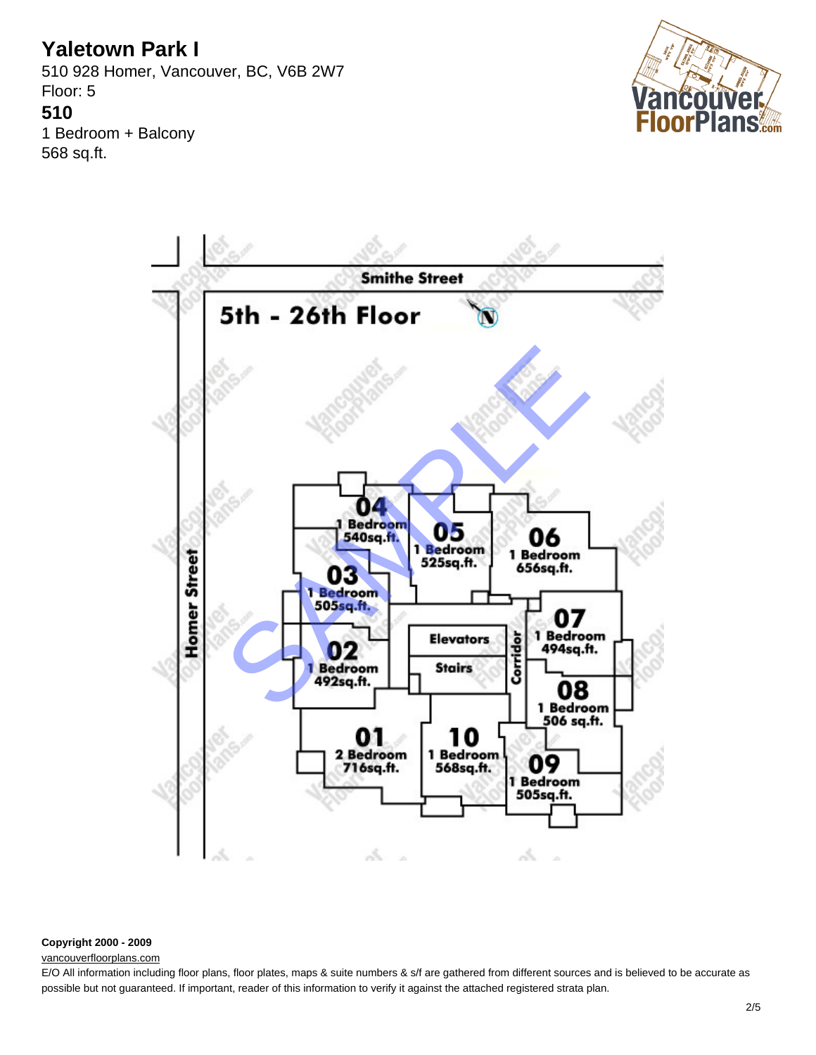# Yaletown Park I

510 928 Homer, Vancouver, BC, V6B 2W7

Floor: 5

**510**

1 Bedroom + Balcony

568 sq.ft.

Smithe Street

5th - 26th Floor

Homer Street

04 1 Bedroom 540sq.ft.

05 1 Bedroom 525sq.ft.

06 1 Bedroom 656sq.ft.

03 1 Bedroom 505sq.ft.

07 1 Bedroom 494sq.ft.

Elevators

Stairs

Corridor

02 1 Bedroom 492sq.ft.

08 1 Bedroom 506 sq.ft.

01 2 Bedroom 716sq.ft.

10 1 Bedroom 568sq.ft.

09 1 Bedroom 505sq.ft.

SAMPLE

**Copyright 2000 - 2009**

vancouverfloorplans.com

E/O All information including floor plans, floor plates, maps & suite numbers & s/f are gathered from different sources and is believed to be accurate as possible but not guaranteed. If important, reader of this information to verify it against the attached registered strata plan.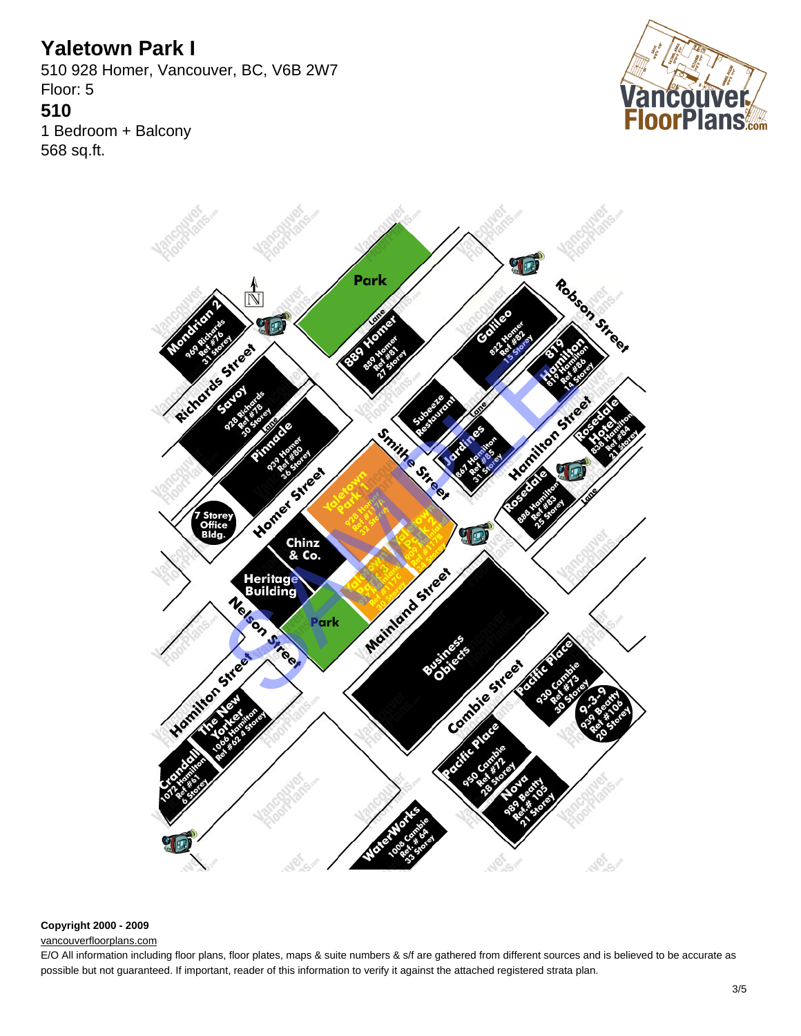# Yaletown Park I

510 928 Homer, Vancouver, BC, V6B 2W7

Floor: 5

**510**

1 Bedroom + Balcony

568 sq.ft.

Park
Mondrian 2 969 Richards Ref #76 31 Storey
Richards Street
Savoy 928 Richards Ref #78 30 Storey
Lane
Pinnacle 939 Homer Ref #80 36 Storey
7 Storey Office Bldg.
Homer Street
Lane
889 Homer 889 Homer Ref #81 27 Storey
Galileo 822 Homer Ref #82 15 Storey
Robson Street
819 Hamilton 819 Hamilton Ref #86 14 Storey
Subeeze Restaurant
Lane
Jardines 867 Hamilton Ref #85 31 Storey
Hamilton Street
Rosedale Hotel 838 Hamilton Ref #84 21 Storey
Rosedale 888 Hamilton Ref #83 25 Storey
Lane
Smithe Street
Yaletown Park 1 928 Homer Ref #117A 32 Storey
Yaletown Park 2 909 Mainland Ref #117B 34 Storey
Yaletown Park 3 977 Mainland Ref #117C 30 Storey
Chinz & Co.
Heritage Building
Park
Nelson Street
Mainland Street
Business Objects
Cambie Street
Pacific Place 930 Cambie Ref #73 30 Storey
9-3-9 939 Beatty Ref #106 20 Storey
Hamilton Street
The New Yorker 1066 Hamilton Ref #62 4 Storey
Crandall 1072 Hamilton Ref #61 6 Storey
Pacific Place 950 Cambie Ref #72 28 Storey
Nova 989 Beatty Ref # 105 21 Storey
WaterWorks 1008 Cambie Ref. # 64 33 Storey

**Copyright 2000 - 2009**

vancouverfloorplans.com

E/O All information including floor plans, floor plates, maps & suite numbers & s/f are gathered from different sources and is believed to be accurate as possible but not guaranteed. If important, reader of this information to verify it against the attached registered strata plan.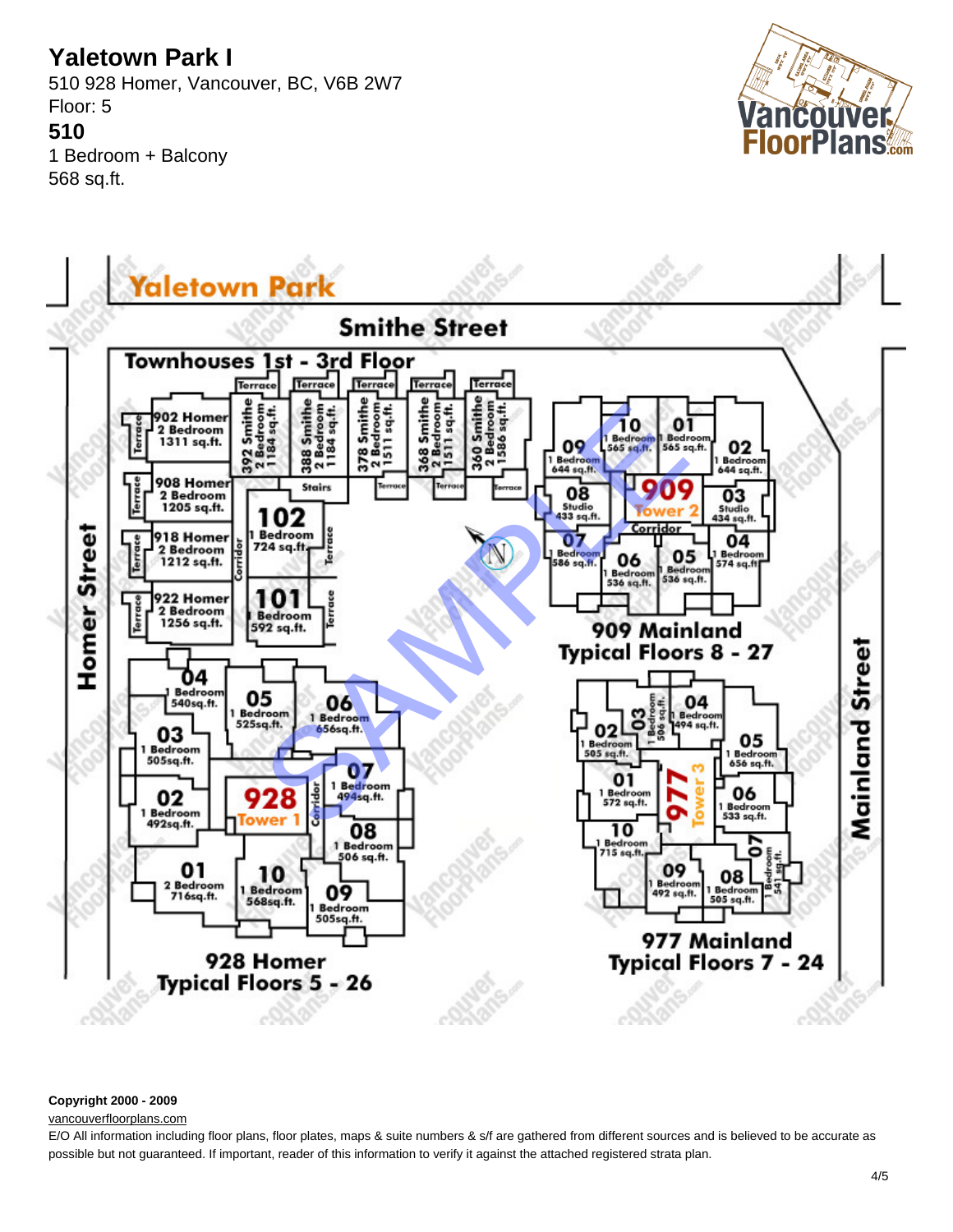# Yaletown Park I

510 928 Homer, Vancouver, BC, V6B 2W7

Floor: 5

## 510

1 Bedroom + Balcony

568 sq.ft.

Yaletown Park

Smithe Street

Townhouses 1st - 3rd Floor

Homer Street

Mainland Street

909 Mainland Typical Floors 8 - 27

928 Homer Typical Floors 5 - 26

977 Mainland Typical Floors 7 - 24

**Copyright 2000 - 2009**

vancouverfloorplans.com

E/O All information including floor plans, floor plates, maps & suite numbers & s/f are gathered from different sources and is believed to be accurate as possible but not guaranteed. If important, reader of this information to verify it against the attached registered strata plan.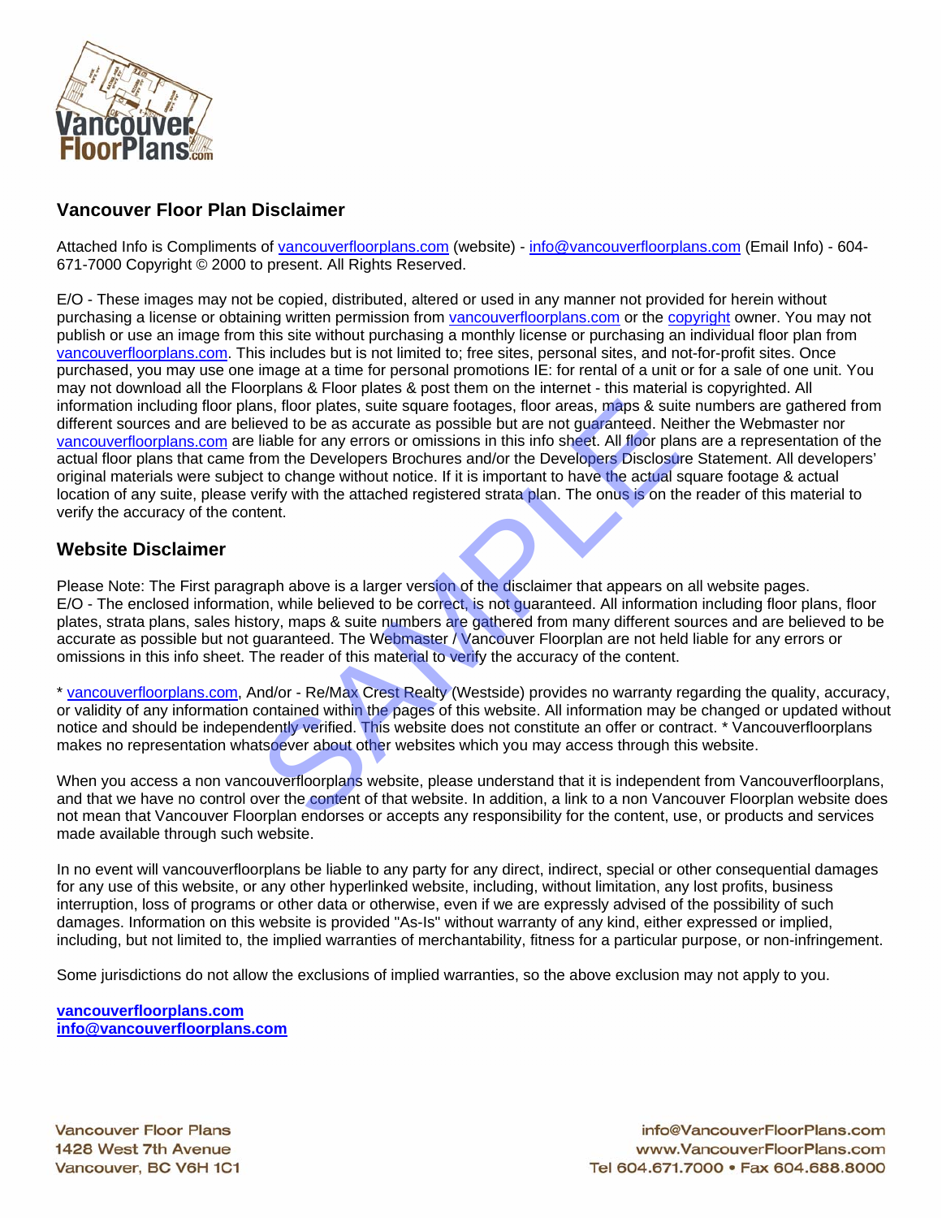## Vancouver Floor Plan Disclaimer

Attached Info is Compliments of vancouverfloorplans.com (website) - info@vancouverfloorplans.com (Email Info) - 604-671-7000 Copyright © 2000 to present. All Rights Reserved.

E/O - These images may not be copied, distributed, altered or used in any manner not provided for herein without purchasing a license or obtaining written permission from vancouverfloorplans.com or the copyright owner. You may not publish or use an image from this site without purchasing a monthly license or purchasing an individual floor plan from vancouverfloorplans.com. This includes but is not limited to; free sites, personal sites, and not-for-profit sites. Once purchased, you may use one image at a time for personal promotions IE: for rental of a unit or for a sale of one unit. You may not download all the Floorplans & Floor plates & post them on the internet - this material is copyrighted. All information including floor plans, floor plates, suite square footages, floor areas, maps & suite numbers are gathered from different sources and are believed to be as accurate as possible but are not guaranteed. Neither the Webmaster nor vancouverfloorplans.com are liable for any errors or omissions in this info sheet. All floor plans are a representation of the actual floor plans that came from the Developers Brochures and/or the Developers Disclosure Statement. All developers' original materials were subject to change without notice. If it is important to have the actual square footage & actual location of any suite, please verify with the attached registered strata plan. The onus is on the reader of this material to verify the accuracy of the content.

## Website Disclaimer

Please Note: The First paragraph above is a larger version of the disclaimer that appears on all website pages.
E/O - The enclosed information, while believed to be correct, is not guaranteed. All information including floor plans, floor plates, strata plans, sales history, maps & suite numbers are gathered from many different sources and are believed to be accurate as possible but not guaranteed. The Webmaster / Vancouver Floorplan are not held liable for any errors or omissions in this info sheet. The reader of this material to verify the accuracy of the content.

* vancouverfloorplans.com, And/or - Re/Max Crest Realty (Westside) provides no warranty regarding the quality, accuracy, or validity of any information contained within the pages of this website. All information may be changed or updated without notice and should be independently verified. This website does not constitute an offer or contract. * Vancouverfloorplans makes no representation whatsoever about other websites which you may access through this website.

When you access a non vancouverfloorplans website, please understand that it is independent from Vancouverfloorplans, and that we have no control over the content of that website. In addition, a link to a non Vancouver Floorplan website does not mean that Vancouver Floorplan endorses or accepts any responsibility for the content, use, or products and services made available through such website.

In no event will vancouverfloorplans be liable to any party for any direct, indirect, special or other consequential damages for any use of this website, or any other hyperlinked website, including, without limitation, any lost profits, business interruption, loss of programs or other data or otherwise, even if we are expressly advised of the possibility of such damages. Information on this website is provided "As-Is" without warranty of any kind, either expressed or implied, including, but not limited to, the implied warranties of merchantability, fitness for a particular purpose, or non-infringement.

Some jurisdictions do not allow the exclusions of implied warranties, so the above exclusion may not apply to you.

**vancouverfloorplans.com**
**info@vancouverfloorplans.com**

Vancouver Floor Plans
1428 West 7th Avenue
Vancouver, BC V6H 1C1

info@VancouverFloorPlans.com
www.VancouverFloorPlans.com
Tel 604.671.7000 • Fax 604.688.8000